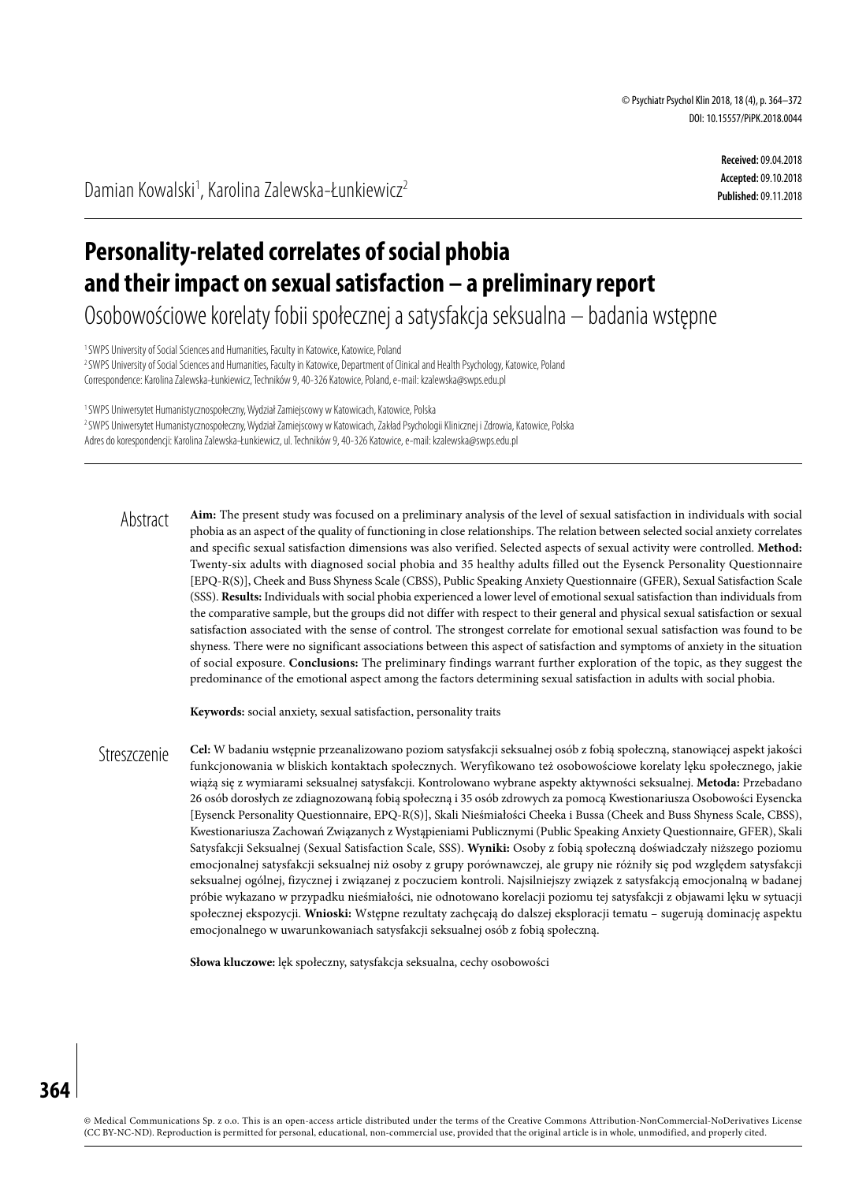Received: 09.04.2018
Accepted: 09.10.2018
Published: 09.11.2018

Damian Kowalski[1], Karolina Zalewska-Łunkiewicz[2]

# Personality-related correlates of social phobia and their impact on sexual satisfaction – a preliminary report

## Osobowościowe korelaty fobii społecznej a satysfakcja seksualna – badania wstępne

[1] SWPS University of Social Sciences and Humanities, Faculty in Katowice, Katowice, Poland
[2] SWPS University of Social Sciences and Humanities, Faculty in Katowice, Department of Clinical and Health Psychology, Katowice, Poland
Correspondence: Karolina Zalewska-Łunkiewicz, Techników 9, 40-326 Katowice, Poland, e-mail: kzalewska@swps.edu.pl

[1] SWPS Uniwersytet Humanistycznospołeczny, Wydział Zamiejscowy w Katowicach, Katowice, Polska
[2] SWPS Uniwersytet Humanistycznospołeczny, Wydział Zamiejscowy w Katowicach, Zakład Psychologii Klinicznej i Zdrowia, Katowice, Polska
Adres do korespondencji: Karolina Zalewska-Łunkiewicz, ul. Techników 9, 40-326 Katowice, e-mail: kzalewska@swps.edu.pl

## Abstract

**Aim:** The present study was focused on a preliminary analysis of the level of sexual satisfaction in individuals with social phobia as an aspect of the quality of functioning in close relationships. The relation between selected social anxiety correlates and specific sexual satisfaction dimensions was also verified. Selected aspects of sexual activity were controlled. **Method:** Twenty-six adults with diagnosed social phobia and 35 healthy adults filled out the Eysenck Personality Questionnaire [EPQ-R(S)], Cheek and Buss Shyness Scale (CBSS), Public Speaking Anxiety Questionnaire (GFER), Sexual Satisfaction Scale (SSS). **Results:** Individuals with social phobia experienced a lower level of emotional sexual satisfaction than individuals from the comparative sample, but the groups did not differ with respect to their general and physical sexual satisfaction or sexual satisfaction associated with the sense of control. The strongest correlate for emotional sexual satisfaction was found to be shyness. There were no significant associations between this aspect of satisfaction and symptoms of anxiety in the situation of social exposure. **Conclusions:** The preliminary findings warrant further exploration of the topic, as they suggest the predominance of the emotional aspect among the factors determining sexual satisfaction in adults with social phobia.

**Keywords:** social anxiety, sexual satisfaction, personality traits

## Streszczenie

**Cel:** W badaniu wstępnie przeanalizowano poziom satysfakcji seksualnej osób z fobią społeczną, stanowiącej aspekt jakości funkcjonowania w bliskich kontaktach społecznych. Weryfikowano też osobowościowe korelaty lęku społecznego, jakie wiążą się z wymiarami seksualnej satysfakcji. Kontrolowano wybrane aspekty aktywności seksualnej. **Metoda:** Przebadano 26 osób dorosłych ze zdiagnozowaną fobią społeczną i 35 osób zdrowych za pomocą Kwestionariusza Osobowości Eysencka [Eysenck Personality Questionnaire, EPQ-R(S)], Skali Nieśmiałości Cheeka i Bussa (Cheek and Buss Shyness Scale, CBSS), Kwestionariusza Zachowań Związanych z Wystąpieniami Publicznymi (Public Speaking Anxiety Questionnaire, GFER), Skali Satysfakcji Seksualnej (Sexual Satisfaction Scale, SSS). **Wyniki:** Osoby z fobią społeczną doświadczały niższego poziomu emocjonalnej satysfakcji seksualnej niż osoby z grupy porównawczej, ale grupy nie różniły się pod względem satysfakcji seksualnej ogólnej, fizycznej i związanej z poczuciem kontroli. Najsilniejszy związek z satysfakcją emocjonalną w badanej próbie wykazano w przypadku nieśmiałości, nie odnotowano korelacji poziomu tej satysfakcji z objawami lęku w sytuacji społecznej ekspozycji. **Wnioski:** Wstępne rezultaty zachęcają do dalszej eksploracji tematu – sugerują dominację aspektu emocjonalnego w uwarunkowaniach satysfakcji seksualnej osób z fobią społeczną.

**Słowa kluczowe:** lęk społeczny, satysfakcja seksualna, cechy osobowości

© Medical Communications Sp. z o.o. This is an open-access article distributed under the terms of the Creative Commons Attribution-NonCommercial-NoDerivatives License (CC BY-NC-ND). Reproduction is permitted for personal, educational, non-commercial use, provided that the original article is in whole, unmodified, and properly cited.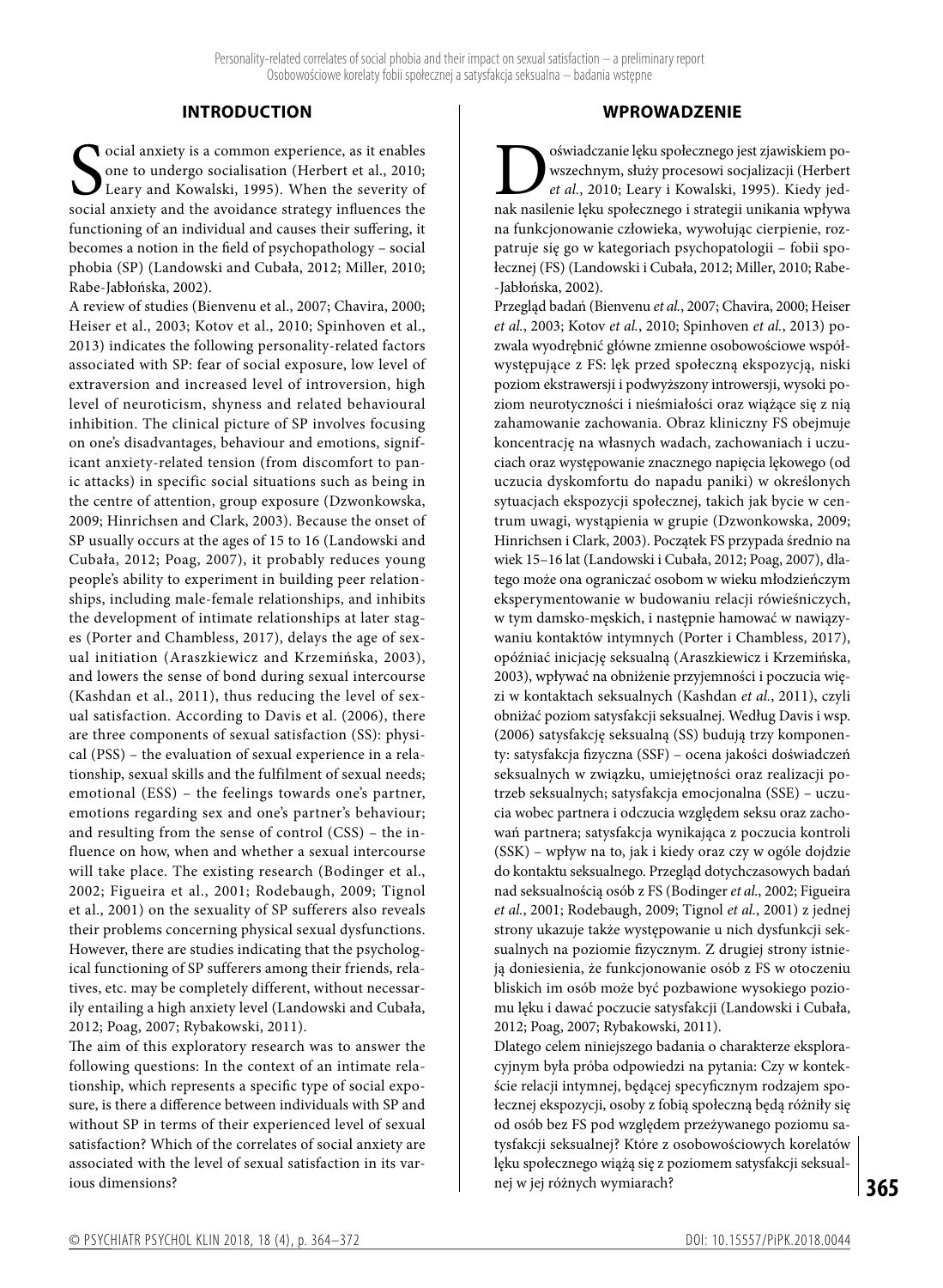## INTRODUCTION

Social anxiety is a common experience, as it enables one to undergo socialisation (Herbert et al., 2010; Leary and Kowalski, 1995). When the severity of social anxiety and the avoidance strategy influences the functioning of an individual and causes their suffering, it becomes a notion in the field of psychopathology – social phobia (SP) (Landowski and Cubała, 2012; Miller, 2010; Rabe-Jabłońska, 2002).

A review of studies (Bienvenu et al., 2007; Chavira, 2000; Heiser et al., 2003; Kotov et al., 2010; Spinhoven et al., 2013) indicates the following personality-related factors associated with SP: fear of social exposure, low level of extraversion and increased level of introversion, high level of neuroticism, shyness and related behavioural inhibition. The clinical picture of SP involves focusing on one's disadvantages, behaviour and emotions, significant anxiety-related tension (from discomfort to panic attacks) in specific social situations such as being in the centre of attention, group exposure (Dzwonkowska, 2009; Hinrichsen and Clark, 2003). Because the onset of SP usually occurs at the ages of 15 to 16 (Landowski and Cubała, 2012; Poag, 2007), it probably reduces young people's ability to experiment in building peer relationships, including male-female relationships, and inhibits the development of intimate relationships at later stages (Porter and Chambless, 2017), delays the age of sexual initiation (Araszkiewicz and Krzemińska, 2003), and lowers the sense of bond during sexual intercourse (Kashdan et al., 2011), thus reducing the level of sexual satisfaction. According to Davis et al. (2006), there are three components of sexual satisfaction (SS): physical (PSS) – the evaluation of sexual experience in a relationship, sexual skills and the fulfilment of sexual needs; emotional (ESS) – the feelings towards one's partner, emotions regarding sex and one's partner's behaviour; and resulting from the sense of control (CSS) – the influence on how, when and whether a sexual intercourse will take place. The existing research (Bodinger et al., 2002; Figueira et al., 2001; Rodebaugh, 2009; Tignol et al., 2001) on the sexuality of SP sufferers also reveals their problems concerning physical sexual dysfunctions. However, there are studies indicating that the psychological functioning of SP sufferers among their friends, relatives, etc. may be completely different, without necessarily entailing a high anxiety level (Landowski and Cubała, 2012; Poag, 2007; Rybakowski, 2011).

The aim of this exploratory research was to answer the following questions: In the context of an intimate relationship, which represents a specific type of social exposure, is there a difference between individuals with SP and without SP in terms of their experienced level of sexual satisfaction? Which of the correlates of social anxiety are associated with the level of sexual satisfaction in its various dimensions?

## WPROWADZENIE

Doświadczanie lęku społecznego jest zjawiskiem powszechnym, służy procesowi socjalizacji (Herbert *et al.*, 2010; Leary i Kowalski, 1995). Kiedy jednak nasilenie lęku społecznego i strategii unikania wpływa na funkcjonowanie człowieka, wywołując cierpienie, rozpatruje się go w kategoriach psychopatologii – fobii społecznej (FS) (Landowski i Cubała, 2012; Miller, 2010; Rabe-Jabłońska, 2002).

Przegląd badań (Bienvenu *et al.*, 2007; Chavira, 2000; Heiser *et al.*, 2003; Kotov *et al.*, 2010; Spinhoven *et al.*, 2013) pozwala wyodrębnić główne zmienne osobowościowe współwystępujące z FS: lęk przed społeczną ekspozycją, niski poziom ekstrawersji i podwyższony introwersji, wysoki poziom neurotyczności i nieśmiałości oraz wiążące się z nią zahamowanie zachowania. Obraz kliniczny FS obejmuje koncentrację na własnych wadach, zachowaniach i uczuciach oraz występowanie znacznego napięcia lękowego (od uczucia dyskomfortu do napadu paniki) w określonych sytuacjach ekspozycji społecznej, takich jak bycie w centrum uwagi, wystąpienia w grupie (Dzwonkowska, 2009; Hinrichsen i Clark, 2003). Początek FS przypada średnio na wiek 15–16 lat (Landowski i Cubała, 2012; Poag, 2007), dlatego może ona ograniczać osobom w wieku młodzieńczym eksperymentowanie w budowaniu relacji rówieśniczych, w tym damsko-męskich, i następnie hamować w nawiązywaniu kontaktów intymnych (Porter i Chambless, 2017), opóźniać inicjację seksualną (Araszkiewicz i Krzemińska, 2003), wpływać na obniżenie przyjemności i poczucia więzi w kontaktach seksualnych (Kashdan *et al.*, 2011), czyli obniżać poziom satysfakcji seksualnej. Według Davis i wsp. (2006) satysfakcję seksualną (SS) budują trzy komponenty: satysfakcja fizyczna (SSF) – ocena jakości doświadczeń seksualnych w związku, umiejętności oraz realizacji potrzeb seksualnych; satysfakcja emocjonalna (SSE) – uczucia wobec partnera i odczucia względem seksu oraz zachowań partnera; satysfakcja wynikająca z poczucia kontroli (SSK) – wpływ na to, jak i kiedy oraz czy w ogóle dojdzie do kontaktu seksualnego. Przegląd dotychczasowych badań nad seksualnością osób z FS (Bodinger *et al.*, 2002; Figueira *et al.*, 2001; Rodebaugh, 2009; Tignol *et al.*, 2001) z jednej strony ukazuje także występowanie u nich dysfunkcji seksualnych na poziomie fizycznym. Z drugiej strony istnieją doniesienia, że funkcjonowanie osób z FS w otoczeniu bliskich im osób może być pozbawione wysokiego poziomu lęku i dawać poczucie satysfakcji (Landowski i Cubała, 2012; Poag, 2007; Rybakowski, 2011).

Dlatego celem niniejszego badania o charakterze eksploracyjnym była próba odpowiedzi na pytania: Czy w kontekście relacji intymnej, będącej specyficznym rodzajem społecznej ekspozycji, osoby z fobią społeczną będą różniły się od osób bez FS pod względem przeżywanego poziomu satysfakcji seksualnej? Które z osobowościowych korelatów lęku społecznego wiążą się z poziomem satysfakcji seksualnej w jej różnych wymiarach?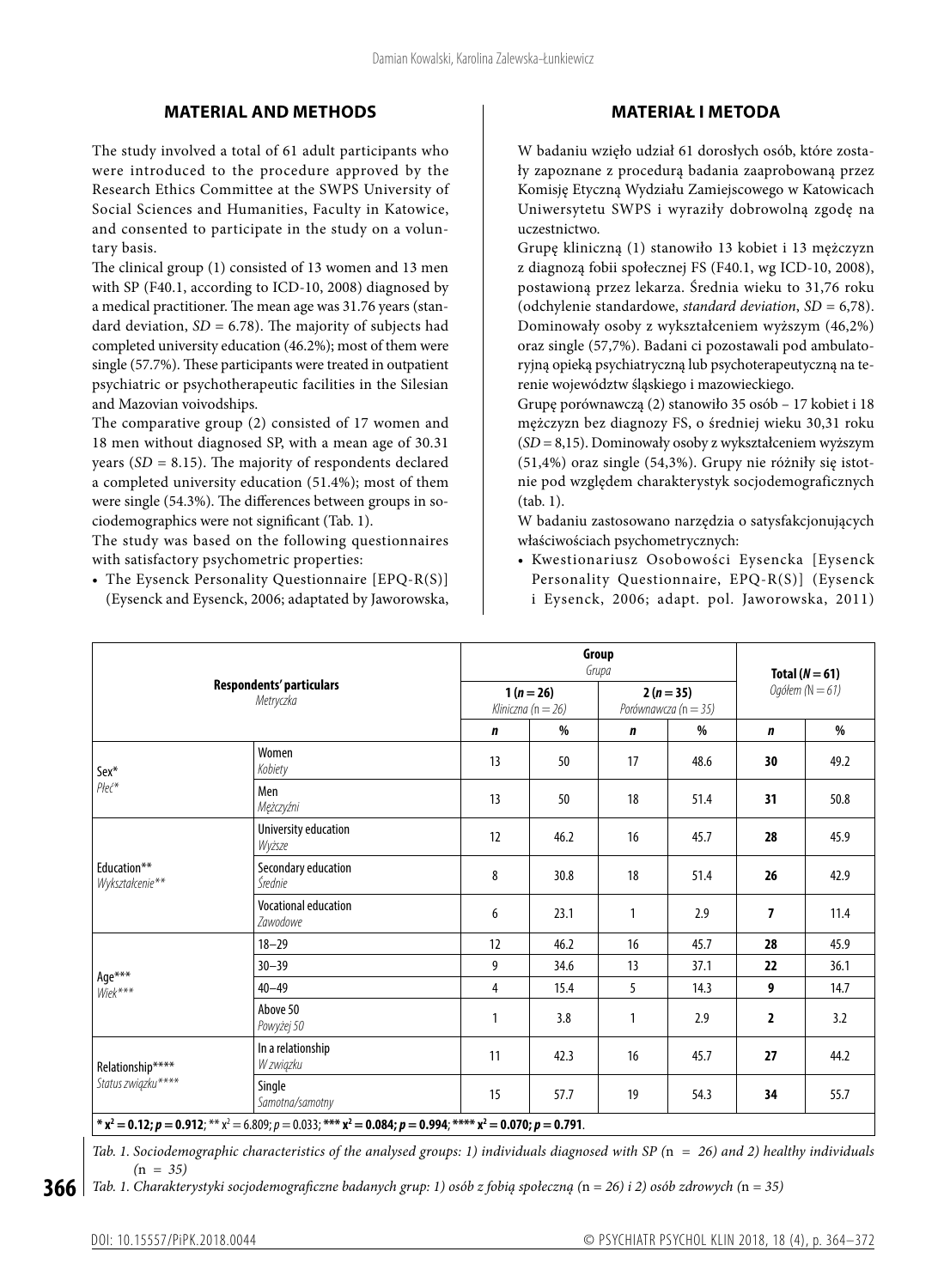## MATERIAL AND METHODS

The study involved a total of 61 adult participants who were introduced to the procedure approved by the Research Ethics Committee at the SWPS University of Social Sciences and Humanities, Faculty in Katowice, and consented to participate in the study on a voluntary basis.

The clinical group (1) consisted of 13 women and 13 men with SP (F40.1, according to ICD-10, 2008) diagnosed by a medical practitioner. The mean age was 31.76 years (standard deviation, *SD* = 6.78). The majority of subjects had completed university education (46.2%); most of them were single (57.7%). These participants were treated in outpatient psychiatric or psychotherapeutic facilities in the Silesian and Mazovian voivodships.

The comparative group (2) consisted of 17 women and 18 men without diagnosed SP, with a mean age of 30.31 years (*SD* = 8.15). The majority of respondents declared a completed university education (51.4%); most of them were single (54.3%). The differences between groups in sociodemographics were not significant (Tab. 1).

The study was based on the following questionnaires with satisfactory psychometric properties:

- The Eysenck Personality Questionnaire [EPQ-R(S)] (Eysenck and Eysenck, 2006; adaptated by Jaworowska,

## MATERIAŁ I METODA

W badaniu wzięło udział 61 dorosłych osób, które zostały zapoznane z procedurą badania zaaprobowaną przez Komisję Etyczną Wydziału Zamiejscowego w Katowicach Uniwersytetu SWPS i wyraziły dobrowolną zgodę na uczestnictwo.

Grupę kliniczną (1) stanowiło 13 kobiet i 13 mężczyzn z diagnozą fobii społecznej FS (F40.1, wg ICD-10, 2008), postawioną przez lekarza. Średnia wieku to 31,76 roku (odchylenie standardowe, *standard deviation*, *SD* = 6,78). Dominowały osoby z wykształceniem wyższym (46,2%) oraz single (57,7%). Badani ci pozostawali pod ambulatoryjną opieką psychiatryczną lub psychoterapeutyczną na terenie województw śląskiego i mazowieckiego.

Grupę porównawczą (2) stanowiło 35 osób – 17 kobiet i 18 mężczyzn bez diagnozy FS, o średniej wieku 30,31 roku (*SD* = 8,15). Dominowały osoby z wykształceniem wyższym (51,4%) oraz single (54,3%). Grupy nie różniły się istotnie pod względem charakterystyk socjodemograficznych (tab. 1).

W badaniu zastosowano narzędzia o satysfakcjonujących właściwościach psychometrycznych:

- Kwestionariusz Osobowości Eysencka [Eysenck Personality Questionnaire, EPQ-R(S)] (Eysenck i Eysenck, 2006; adapt. pol. Jaworowska, 2011)

| Respondents' particulars *Metryczka* | | Group *Grupa* 1 (*n* = 26) *Kliniczna (n = 26)* | | Group *Grupa* 2 (*n* = 35) *Porównawcza (n = 35)* | | Total (*N* = 61) *Ogółem (N = 61)* | |
|---|---|---|---|---|---|---|---|
| | | *n* | % | *n* | % | *n* | % |
| Sex* *Płeć** | Women *Kobiety* | 13 | 50 | 17 | 48.6 | **30** | 49.2 |
| | Men *Mężczyźni* | 13 | 50 | 18 | 51.4 | **31** | 50.8 |
| Education** *Wykształcenie*** | University education *Wyższe* | 12 | 46.2 | 16 | 45.7 | **28** | 45.9 |
| | Secondary education *Średnie* | 8 | 30.8 | 18 | 51.4 | **26** | 42.9 |
| | Vocational education *Zawodowe* | 6 | 23.1 | 1 | 2.9 | **7** | 11.4 |
| Age*** *Wiek**** | 18–29 | 12 | 46.2 | 16 | 45.7 | **28** | 45.9 |
| | 30–39 | 9 | 34.6 | 13 | 37.1 | **22** | 36.1 |
| | 40–49 | 4 | 15.4 | 5 | 14.3 | **9** | 14.7 |
| | Above 50 *Powyżej 50* | 1 | 3.8 | 1 | 2.9 | **2** | 3.2 |
| Relationship**** *Status związku***** | In a relationship *W związku* | 11 | 42.3 | 16 | 45.7 | **27** | 44.2 |
| | Single *Samotna/samotny* | 15 | 57.7 | 19 | 54.3 | **34** | 55.7 |

**\*** $\chi^2 = 0.12$; $p = 0.912$; ** $\chi^2 = 6.809$; $p = 0.033$; *** $\chi^2 = 0.084$; $p = 0.994$; **** $\chi^2 = 0.070$; $p = 0.791$.

*Tab. 1. Sociodemographic characteristics of the analysed groups: 1) individuals diagnosed with SP (n = 26) and 2) healthy individuals (n = 35)*

*Tab. 1. Charakterystyki socjodemograficzne badanych grup: 1) osób z fobią społeczną (n = 26) i 2) osób zdrowych (n = 35)*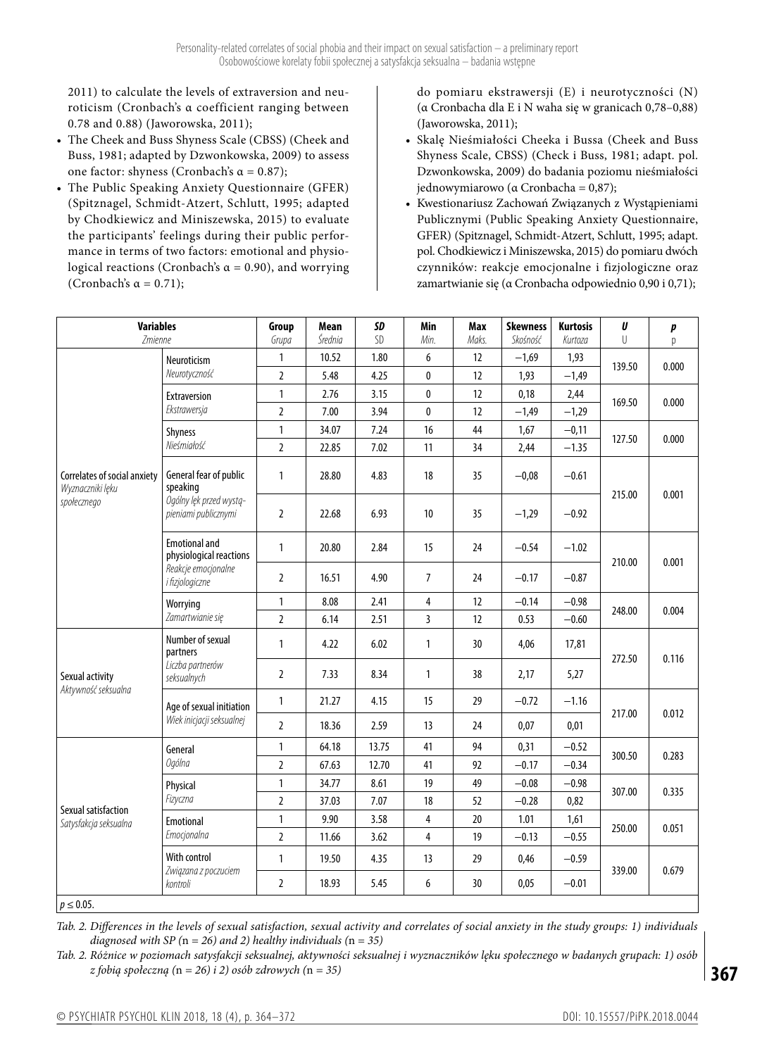2011) to calculate the levels of extraversion and neuroticism (Cronbach's α coefficient ranging between 0.78 and 0.88) (Jaworowska, 2011);

- The Cheek and Buss Shyness Scale (CBSS) (Cheek and Buss, 1981; adapted by Dzwonkowska, 2009) to assess one factor: shyness (Cronbach's α = 0.87);
- The Public Speaking Anxiety Questionnaire (GFER) (Spitznagel, Schmidt-Atzert, Schlutt, 1995; adapted by Chodkiewicz and Miniszewska, 2015) to evaluate the participants' feelings during their public performance in terms of two factors: emotional and physiological reactions (Cronbach's α = 0.90), and worrying (Cronbach's α = 0.71);

do pomiaru ekstrawersji (E) i neurotyczności (N) (α Cronbacha dla E i N waha się w granicach 0,78–0,88) (Jaworowska, 2011);

- Skalę Nieśmiałości Cheeka i Bussa (Cheek and Buss Shyness Scale, CBSS) (Check i Buss, 1981; adapt. pol. Dzwonkowska, 2009) do badania poziomu nieśmiałości jednowymiarowo (α Cronbacha = 0,87);
- Kwestionariusz Zachowań Związanych z Wystąpieniami Publicznymi (Public Speaking Anxiety Questionnaire, GFER) (Spitznagel, Schmidt-Atzert, Schlutt, 1995; adapt. pol. Chodkiewicz i Miniszewska, 2015) do pomiaru dwóch czynników: reakcje emocjonalne i fizjologiczne oraz zamartwianie się (α Cronbacha odpowiednio 0,90 i 0,71);

| Variables *Zmienne* | | Group *Grupa* | Mean *Średnia* | *SD* SD | Min *Min.* | Max *Maks.* | Skewness *Skośność* | Kurtosis *Kurtoza* | *U* U | *p* p |
|---|---|---|---|---|---|---|---|---|---|---|
| Correlates of social anxiety *Wyznaczniki lęku społecznego* | Neuroticism *Neurotyczność* | 1 | 10.52 | 1.80 | 6 | 12 | −1,69 | 1,93 | 139.50 | 0.000 |
| | | 2 | 5.48 | 4.25 | 0 | 12 | 1,93 | −1,49 | | |
| | Extraversion *Ekstrawersja* | 1 | 2.76 | 3.15 | 0 | 12 | 0,18 | 2,44 | 169.50 | 0.000 |
| | | 2 | 7.00 | 3.94 | 0 | 12 | −1,49 | −1,29 | | |
| | Shyness *Nieśmiałość* | 1 | 34.07 | 7.24 | 16 | 44 | 1,67 | −0,11 | 127.50 | 0.000 |
| | | 2 | 22.85 | 7.02 | 11 | 34 | 2,44 | −1.35 | | |
| | General fear of public speaking *Ogólny lęk przed wystąpieniami publicznymi* | 1 | 28.80 | 4.83 | 18 | 35 | −0,08 | −0.61 | 215.00 | 0.001 |
| | | 2 | 22.68 | 6.93 | 10 | 35 | −1,29 | −0.92 | | |
| | Emotional and physiological reactions *Reakcje emocjonalne i fizjologiczne* | 1 | 20.80 | 2.84 | 15 | 24 | −0.54 | −1.02 | 210.00 | 0.001 |
| | | 2 | 16.51 | 4.90 | 7 | 24 | −0.17 | −0.87 | | |
| | Worrying *Zamartwianie się* | 1 | 8.08 | 2.41 | 4 | 12 | −0.14 | −0.98 | 248.00 | 0.004 |
| | | 2 | 6.14 | 2.51 | 3 | 12 | 0.53 | −0.60 | | |
| Sexual activity *Aktywność seksualna* | Number of sexual partners *Liczba partnerów seksualnych* | 1 | 4.22 | 6.02 | 1 | 30 | 4,06 | 17,81 | 272.50 | 0.116 |
| | | 2 | 7.33 | 8.34 | 1 | 38 | 2,17 | 5,27 | | |
| | Age of sexual initiation *Wiek inicjacji seksualnej* | 1 | 21.27 | 4.15 | 15 | 29 | −0.72 | −1.16 | 217.00 | 0.012 |
| | | 2 | 18.36 | 2.59 | 13 | 24 | 0,07 | 0,01 | | |
| Sexual satisfaction *Satysfakcja seksualna* | General *Ogólna* | 1 | 64.18 | 13.75 | 41 | 94 | 0,31 | −0.52 | 300.50 | 0.283 |
| | | 2 | 67.63 | 12.70 | 41 | 92 | −0.17 | −0.34 | | |
| | Physical *Fizyczna* | 1 | 34.77 | 8.61 | 19 | 49 | −0.08 | −0.98 | 307.00 | 0.335 |
| | | 2 | 37.03 | 7.07 | 18 | 52 | −0.28 | 0,82 | | |
| | Emotional *Emocjonalna* | 1 | 9.90 | 3.58 | 4 | 20 | 1.01 | 1,61 | 250.00 | 0.051 |
| | | 2 | 11.66 | 3.62 | 4 | 19 | −0.13 | −0.55 | | |
| | With control *Związana z poczuciem kontroli* | 1 | 19.50 | 4.35 | 13 | 29 | 0,46 | −0.59 | 339.00 | 0.679 |
| | | 2 | 18.93 | 5.45 | 6 | 30 | 0,05 | −0.01 | | |

$p \leq 0.05$.

*Tab. 2. Differences in the levels of sexual satisfaction, sexual activity and correlates of social anxiety in the study groups: 1) individuals diagnosed with SP (n = 26) and 2) healthy individuals (n = 35)*

*Tab. 2. Różnice w poziomach satysfakcji seksualnej, aktywności seksualnej i wyznaczników lęku społecznego w badanych grupach: 1) osób z fobią społeczną (n = 26) i 2) osób zdrowych (n = 35)*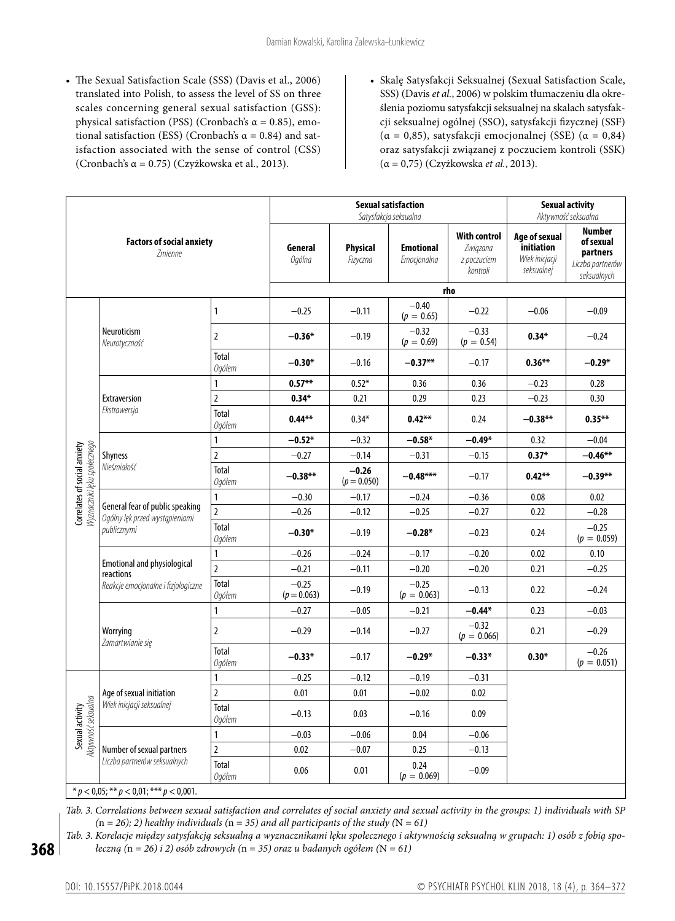- The Sexual Satisfaction Scale (SSS) (Davis et al., 2006) translated into Polish, to assess the level of SS on three scales concerning general sexual satisfaction (GSS): physical satisfaction (PSS) (Cronbach's α = 0.85), emotional satisfaction (ESS) (Cronbach's α = 0.84) and satisfaction associated with the sense of control (CSS) (Cronbach's α = 0.75) (Czyżkowska et al., 2013).

- Skalę Satysfakcji Seksualnej (Sexual Satisfaction Scale, SSS) (Davis *et al.*, 2006) w polskim tłumaczeniu dla określenia poziomu satysfakcji seksualnej na skalach satysfakcji seksualnej ogólnej (SSO), satysfakcji fizycznej (SSF) (α = 0,85), satysfakcji emocjonalnej (SSE) (α = 0,84) oraz satysfakcji związanej z poczuciem kontroli (SSK) (α = 0,75) (Czyżkowska *et al.*, 2013).

| **Factors of social anxiety** *Zmienne* | | | **Sexual satisfaction** *Satysfakcja seksualna* | | | | **Sexual activity** *Aktywność seksualna* | |
|---|---|---|---|---|---|---|---|---|
| | | | **General** *Ogólna* | **Physical** *Fizyczna* | **Emotional** *Emocjonalna* | **With control** *Związana z poczuciem kontroli* | **Age of sexual initiation** *Wiek inicjacji seksualnej* | **Number of sexual partners** *Liczba partnerów seksualnych* |
| | | | **rho** | | | | | |
| Correlates of social anxiety *Wyznaczniki lęku społecznego* | Neuroticism *Neurotyczność* | 1 | −0.25 | −0.11 | −0.40 ($p$ = 0.65) | −0.22 | −0.06 | −0.09 |
| | | 2 | **−0.36*** | −0.19 | −0.32 ($p$ = 0.69) | −0.33 ($p$ = 0.54) | **0.34*** | −0.24 |
| | | Total *Ogółem* | **−0.30*** | −0.16 | **−0.37**** | −0.17 | **0.36**** | **−0.29*** |
| | Extraversion *Ekstrawersja* | 1 | **0.57**** | 0.52* | 0.36 | 0.36 | −0.23 | 0.28 |
| | | 2 | **0.34*** | 0.21 | 0.29 | 0.23 | −0.23 | 0.30 |
| | | Total *Ogółem* | **0.44**** | 0.34* | **0.42**** | 0.24 | **−0.38**** | **0.35**** |
| | Shyness *Nieśmiałość* | 1 | **−0.52*** | −0.32 | **−0.58*** | **−0.49*** | 0.32 | −0.04 |
| | | 2 | −0.27 | −0.14 | −0.31 | −0.15 | **0.37*** | **−0.46**** |
| | | Total *Ogółem* | **−0.38**** | **−0.26** ($p$ = 0.050) | **−0.48***** | −0.17 | **0.42**** | **−0.39**** |
| | General fear of public speaking *Ogólny lęk przed wystąpieniami publicznymi* | 1 | −0.30 | −0.17 | −0.24 | −0.36 | 0.08 | 0.02 |
| | | 2 | −0.26 | −0.12 | −0.25 | −0.27 | 0.22 | −0.28 |
| | | Total *Ogółem* | **−0.30*** | −0.19 | **−0.28*** | −0.23 | 0.24 | −0.25 ($p$ = 0.059) |
| | Emotional and physiological reactions *Reakcje emocjonalne i fizjologiczne* | 1 | −0.26 | −0.24 | −0.17 | −0.20 | 0.02 | 0.10 |
| | | 2 | −0.21 | −0.11 | −0.20 | −0.20 | 0.21 | −0.25 |
| | | Total *Ogółem* | −0.25 ($p$ = 0.063) | −0.19 | −0.25 ($p$ = 0.063) | −0.13 | 0.22 | −0.24 |
| | Worrying *Zamartwianie się* | 1 | −0.27 | −0.05 | −0.21 | **−0.44*** | 0.23 | −0.03 |
| | | 2 | −0.29 | −0.14 | −0.27 | −0.32 ($p$ = 0.066) | 0.21 | −0.29 |
| | | Total *Ogółem* | **−0.33*** | −0.17 | **−0.29*** | **−0.33*** | **0.30*** | −0.26 ($p$ = 0.051) |
| Sexual activity *Aktywność seksualna* | Age of sexual initiation *Wiek inicjacji seksualnej* | 1 | −0.25 | −0.12 | −0.19 | −0.31 | | |
| | | 2 | 0.01 | 0.01 | −0.02 | 0.02 | | |
| | | Total *Ogółem* | −0.13 | 0.03 | −0.16 | 0.09 | | |
| | Number of sexual partners *Liczba partnerów seksualnych* | 1 | −0.03 | −0.06 | 0.04 | −0.06 | | |
| | | 2 | 0.02 | −0.07 | 0.25 | −0.13 | | |
| | | Total *Ogółem* | 0.06 | 0.01 | 0.24 ($p$ = 0.069) | −0.09 | | |

* $p < 0,05$; ** $p < 0,01$; *** $p < 0,001$.

*Tab. 3. Correlations between sexual satisfaction and correlates of social anxiety and sexual activity in the groups: 1) individuals with SP (n = 26); 2) healthy individuals (n = 35) and all participants of the study (N = 61)*

*Tab. 3. Korelacje między satysfakcją seksualną a wyznacznikami lęku społecznego i aktywnością seksualną w grupach: 1) osób z fobią społeczną (n = 26) i 2) osób zdrowych (n = 35) oraz u badanych ogółem (N = 61)*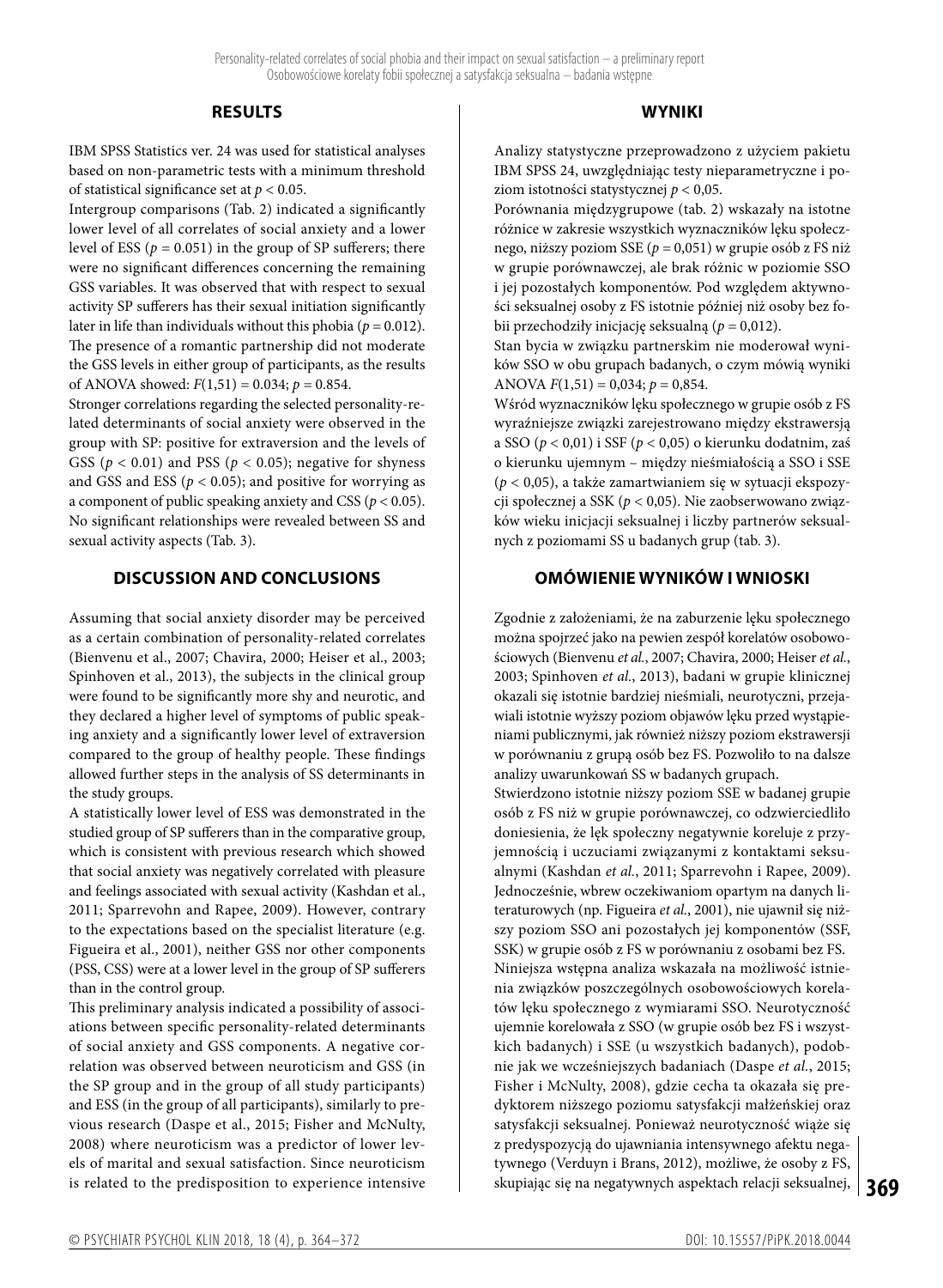## RESULTS

IBM SPSS Statistics ver. 24 was used for statistical analyses based on non-parametric tests with a minimum threshold of statistical significance set at $p < 0.05$.

Intergroup comparisons (Tab. 2) indicated a significantly lower level of all correlates of social anxiety and a lower level of ESS ($p = 0.051$) in the group of SP sufferers; there were no significant differences concerning the remaining GSS variables. It was observed that with respect to sexual activity SP sufferers has their sexual initiation significantly later in life than individuals without this phobia ($p = 0.012$). The presence of a romantic partnership did not moderate the GSS levels in either group of participants, as the results of ANOVA showed: $F(1,51) = 0.034$; $p = 0.854$.

Stronger correlations regarding the selected personality-related determinants of social anxiety were observed in the group with SP: positive for extraversion and the levels of GSS ($p < 0.01$) and PSS ($p < 0.05$); negative for shyness and GSS and ESS ($p < 0.05$); and positive for worrying as a component of public speaking anxiety and CSS ($p < 0.05$). No significant relationships were revealed between SS and sexual activity aspects (Tab. 3).

## DISCUSSION AND CONCLUSIONS

Assuming that social anxiety disorder may be perceived as a certain combination of personality-related correlates (Bienvenu et al., 2007; Chavira, 2000; Heiser et al., 2003; Spinhoven et al., 2013), the subjects in the clinical group were found to be significantly more shy and neurotic, and they declared a higher level of symptoms of public speaking anxiety and a significantly lower level of extraversion compared to the group of healthy people. These findings allowed further steps in the analysis of SS determinants in the study groups.

A statistically lower level of ESS was demonstrated in the studied group of SP sufferers than in the comparative group, which is consistent with previous research which showed that social anxiety was negatively correlated with pleasure and feelings associated with sexual activity (Kashdan et al., 2011; Sparrevohn and Rapee, 2009). However, contrary to the expectations based on the specialist literature (e.g. Figueira et al., 2001), neither GSS nor other components (PSS, CSS) were at a lower level in the group of SP sufferers than in the control group.

This preliminary analysis indicated a possibility of associations between specific personality-related determinants of social anxiety and GSS components. A negative correlation was observed between neuroticism and GSS (in the SP group and in the group of all study participants) and ESS (in the group of all participants), similarly to previous research (Daspe et al., 2015; Fisher and McNulty, 2008) where neuroticism was a predictor of lower levels of marital and sexual satisfaction. Since neuroticism is related to the predisposition to experience intensive

## WYNIKI

Analizy statystyczne przeprowadzono z użyciem pakietu IBM SPSS 24, uwzględniając testy nieparametryczne i poziom istotności statystycznej $p < 0,05$.

Porównania międzygrupowe (tab. 2) wskazały na istotne różnice w zakresie wszystkich wyznaczników lęku społecznego, niższy poziom SSE ($p = 0,051$) w grupie osób z FS niż w grupie porównawczej, ale brak różnic w poziomie SSO i jej pozostałych komponentów. Pod względem aktywności seksualnej osoby z FS istotnie później niż osoby bez fobii przechodziły inicjację seksualną ($p = 0,012$).

Stan bycia w związku partnerskim nie moderował wyników SSO w obu grupach badanych, o czym mówią wyniki ANOVA $F(1,51) = 0,034$; $p = 0,854$.

Wśród wyznaczników lęku społecznego w grupie osób z FS wyraźniejsze związki zarejestrowano między ekstrawersją a SSO ($p < 0,01$) i SSF ($p < 0,05$) o kierunku dodatnim, zaś o kierunku ujemnym – między nieśmiałością a SSO i SSE ($p < 0,05$), a także zamartwianiem się w sytuacji ekspozycji społecznej a SSK ($p < 0,05$). Nie zaobserwowano związków wieku inicjacji seksualnej i liczby partnerów seksualnych z poziomami SS u badanych grup (tab. 3).

## OMÓWIENIE WYNIKÓW I WNIOSKI

Zgodnie z założeniami, że na zaburzenie lęku społecznego można spojrzeć jako na pewien zespół korelatów osobowościowych (Bienvenu *et al.*, 2007; Chavira, 2000; Heiser *et al.*, 2003; Spinhoven *et al.*, 2013), badani w grupie klinicznej okazali się istotnie bardziej nieśmiali, neurotyczni, przejawiali istotnie wyższy poziom objawów lęku przed wystąpieniami publicznymi, jak również niższy poziom ekstrawersji w porównaniu z grupą osób bez FS. Pozwoliło to na dalsze analizy uwarunkowań SS w badanych grupach.

Stwierdzono istotnie niższy poziom SSE w badanej grupie osób z FS niż w grupie porównawczej, co odzwierciedliło doniesienia, że lęk społeczny negatywnie koreluje z przyjemnością i uczuciami związanymi z kontaktami seksualnymi (Kashdan *et al.*, 2011; Sparrevohn i Rapee, 2009). Jednocześnie, wbrew oczekiwaniom opartym na danych literaturowych (np. Figueira *et al.*, 2001), nie ujawnił się niższy poziom SSO ani pozostałych jej komponentów (SSF, SSK) w grupie osób z FS w porównaniu z osobami bez FS.

Niniejsza wstępna analiza wskazała na możliwość istnienia związków poszczególnych osobowościowych korelatów lęku społecznego z wymiarami SSO. Neurotyczność ujemnie korelowała z SSO (w grupie osób bez FS i wszystkich badanych) i SSE (u wszystkich badanych), podobnie jak we wcześniejszych badaniach (Daspe *et al.*, 2015; Fisher i McNulty, 2008), gdzie cecha ta okazała się predyktorem niższego poziomu satysfakcji małżeńskiej oraz satysfakcji seksualnej. Ponieważ neurotyczność wiąże się z predyspozycją do ujawniania intensywnego afektu negatywnego (Verduyn i Brans, 2012), możliwe, że osoby z FS, skupiając się na negatywnych aspektach relacji seksualnej,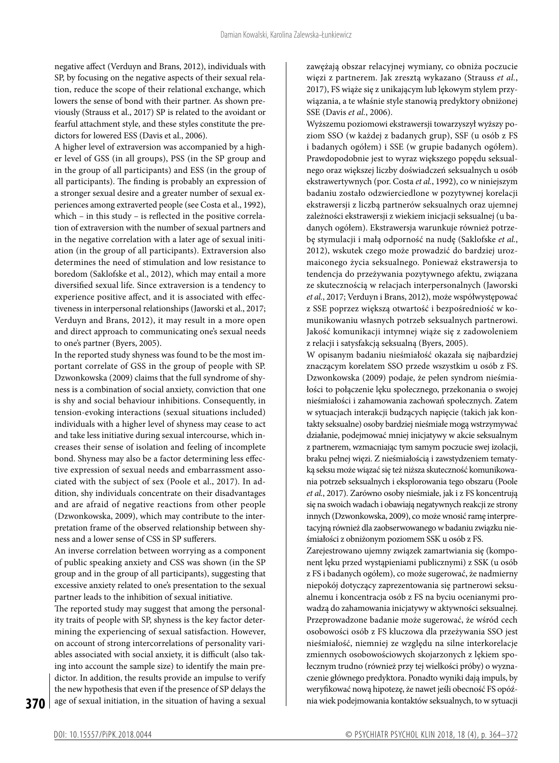negative affect (Verduyn and Brans, 2012), individuals with SP, by focusing on the negative aspects of their sexual relation, reduce the scope of their relational exchange, which lowers the sense of bond with their partner. As shown previously (Strauss et al., 2017) SP is related to the avoidant or fearful attachment style, and these styles constitute the predictors for lowered ESS (Davis et al., 2006).

A higher level of extraversion was accompanied by a higher level of GSS (in all groups), PSS (in the SP group and in the group of all participants) and ESS (in the group of all participants). The finding is probably an expression of a stronger sexual desire and a greater number of sexual experiences among extraverted people (see Costa et al., 1992), which – in this study – is reflected in the positive correlation of extraversion with the number of sexual partners and in the negative correlation with a later age of sexual initiation (in the group of all participants). Extraversion also determines the need of stimulation and low resistance to boredom (Saklofske et al., 2012), which may entail a more diversified sexual life. Since extraversion is a tendency to experience positive affect, and it is associated with effectiveness in interpersonal relationships (Jaworski et al., 2017; Verduyn and Brans, 2012), it may result in a more open and direct approach to communicating one's sexual needs to one's partner (Byers, 2005).

In the reported study shyness was found to be the most important correlate of GSS in the group of people with SP. Dzwonkowska (2009) claims that the full syndrome of shyness is a combination of social anxiety, conviction that one is shy and social behaviour inhibitions. Consequently, in tension-evoking interactions (sexual situations included) individuals with a higher level of shyness may cease to act and take less initiative during sexual intercourse, which increases their sense of isolation and feeling of incomplete bond. Shyness may also be a factor determining less effective expression of sexual needs and embarrassment associated with the subject of sex (Poole et al., 2017). In addition, shy individuals concentrate on their disadvantages and are afraid of negative reactions from other people (Dzwonkowska, 2009), which may contribute to the interpretation frame of the observed relationship between shyness and a lower sense of CSS in SP sufferers.

An inverse correlation between worrying as a component of public speaking anxiety and CSS was shown (in the SP group and in the group of all participants), suggesting that excessive anxiety related to one's presentation to the sexual partner leads to the inhibition of sexual initiative.

The reported study may suggest that among the personality traits of people with SP, shyness is the key factor determining the experiencing of sexual satisfaction. However, on account of strong intercorrelations of personality variables associated with social anxiety, it is difficult (also taking into account the sample size) to identify the main predictor. In addition, the results provide an impulse to verify the new hypothesis that even if the presence of SP delays the age of sexual initiation, in the situation of having a sexual

zawężają obszar relacyjnej wymiany, co obniża poczucie więzi z partnerem. Jak zresztą wykazano (Strauss *et al.*, 2017), FS wiąże się z unikającym lub lękowym stylem przywiązania, a te właśnie style stanowią predyktory obniżonej SSE (Davis *et al.*, 2006).

Wyższemu poziomowi ekstrawersji towarzyszył wyższy poziom SSO (w każdej z badanych grup), SSF (u osób z FS i badanych ogółem) i SSE (w grupie badanych ogółem). Prawdopodobnie jest to wyraz większego popędu seksualnego oraz większej liczby doświadczeń seksualnych u osób ekstrawertywnych (por. Costa *et al.*, 1992), co w niniejszym badaniu zostało odzwierciedlone w pozytywnej korelacji ekstrawersji z liczbą partnerów seksualnych oraz ujemnej zależności ekstrawersji z wiekiem inicjacji seksualnej (u badanych ogółem). Ekstrawersja warunkuje również potrzebę stymulacji i małą odporność na nudę (Saklofske *et al.*, 2012), wskutek czego może prowadzić do bardziej urozmaiconego życia seksualnego. Ponieważ ekstrawersja to tendencja do przeżywania pozytywnego afektu, związana ze skutecznością w relacjach interpersonalnych (Jaworski *et al.*, 2017; Verduyn i Brans, 2012), może współwystępować z SSE poprzez większą otwartość i bezpośredniość w komunikowaniu własnych potrzeb seksualnych partnerowi. Jakość komunikacji intymnej wiąże się z zadowoleniem z relacji i satysfakcją seksualną (Byers, 2005).

W opisanym badaniu nieśmiałość okazała się najbardziej znaczącym korelatem SSO przede wszystkim u osób z FS. Dzwonkowska (2009) podaje, że pełen syndrom nieśmiałości to połączenie lęku społecznego, przekonania o swojej nieśmiałości i zahamowania zachowań społecznych. Zatem w sytuacjach interakcji budzących napięcie (takich jak kontakty seksualne) osoby bardziej nieśmiałe mogą wstrzymywać działanie, podejmować mniej inicjatywy w akcie seksualnym z partnerem, wzmacniając tym samym poczucie swej izolacji, braku pełnej więzi. Z nieśmiałością i zawstydzeniem tematyką seksu może wiązać się też niższa skuteczność komunikowania potrzeb seksualnych i eksplorowania tego obszaru (Poole *et al.*, 2017). Zarówno osoby nieśmiałe, jak i z FS koncentrują się na swoich wadach i obawiają negatywnych reakcji ze strony innych (Dzwonkowska, 2009), co może wnosić ramę interpretacyjną również dla zaobserwowanego w badaniu związku nieśmiałości z obniżonym poziomem SSK u osób z FS.

Zarejestrowano ujemny związek zamartwiania się (komponent lęku przed wystąpieniami publicznymi) z SSK (u osób z FS i badanych ogółem), co może sugerować, że nadmierny niepokój dotyczący zaprezentowania się partnerowi seksualnemu i koncentracja osób z FS na byciu ocenianymi prowadzą do zahamowania inicjatywy w aktywności seksualnej. Przeprowadzone badanie może sugerować, że wśród cech osobowości osób z FS kluczowa dla przeżywania SSO jest nieśmiałość, niemniej ze względu na silne interkorelacje zmiennych osobowościowych skojarzonych z lękiem społecznym trudno (również przy tej wielkości próby) o wyznaczenie głównego predyktora. Ponadto wyniki dają impuls, by weryfikować nową hipotezę, że nawet jeśli obecność FS opóźnia wiek podejmowania kontaktów seksualnych, to w sytuacji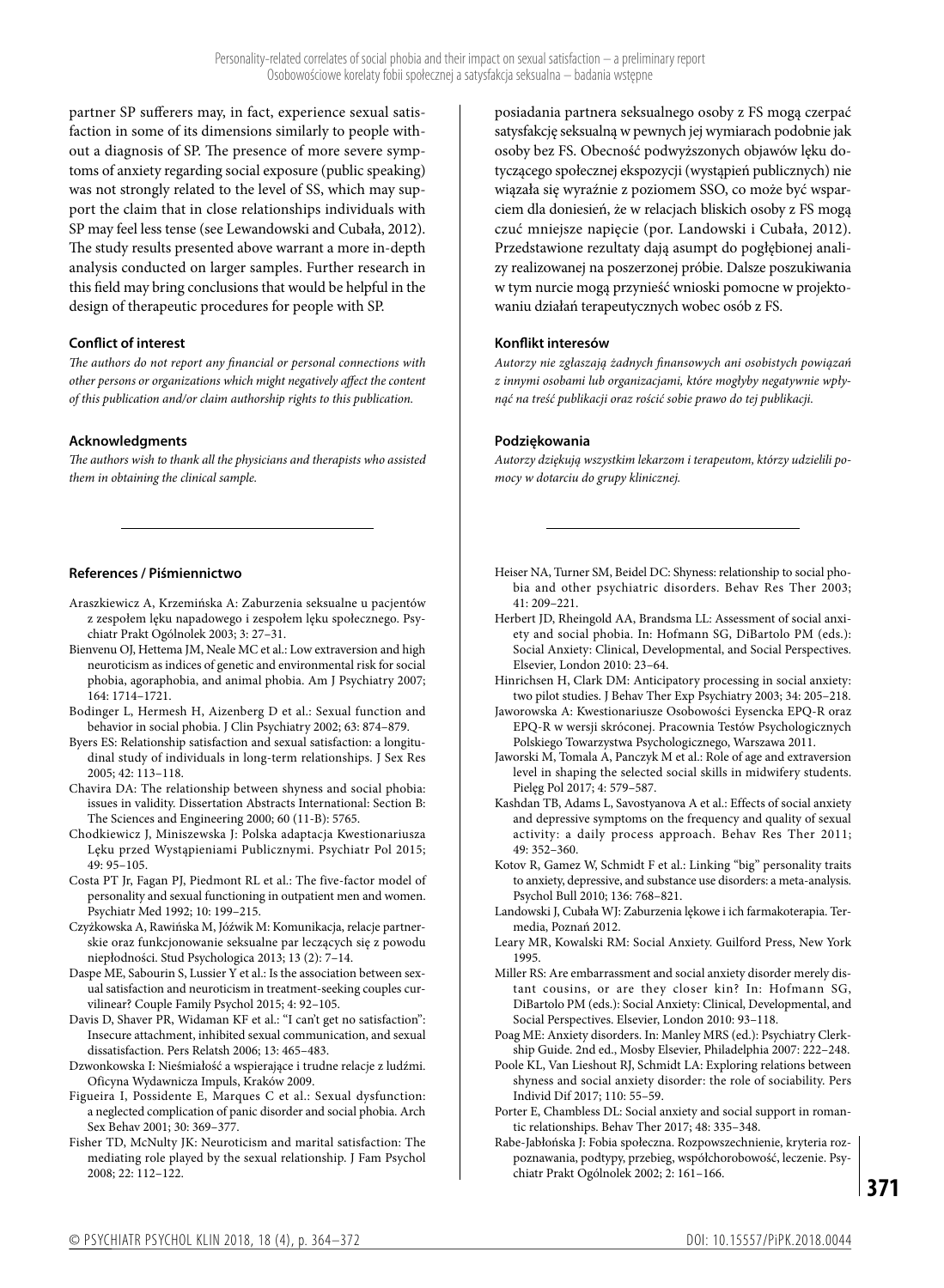partner SP sufferers may, in fact, experience sexual satisfaction in some of its dimensions similarly to people without a diagnosis of SP. The presence of more severe symptoms of anxiety regarding social exposure (public speaking) was not strongly related to the level of SS, which may support the claim that in close relationships individuals with SP may feel less tense (see Lewandowski and Cubała, 2012). The study results presented above warrant a more in-depth analysis conducted on larger samples. Further research in this field may bring conclusions that would be helpful in the design of therapeutic procedures for people with SP.

posiadania partnera seksualnego osoby z FS mogą czerpać satysfakcję seksualną w pewnych jej wymiarach podobnie jak osoby bez FS. Obecność podwyższonych objawów lęku dotyczącego społecznej ekspozycji (wystąpień publicznych) nie wiązała się wyraźnie z poziomem SSO, co może być wsparciem dla doniesień, że w relacjach bliskich osoby z FS mogą czuć mniejsze napięcie (por. Landowski i Cubała, 2012). Przedstawione rezultaty dają asumpt do pogłębionej analizy realizowanej na poszerzonej próbie. Dalsze poszukiwania w tym nurcie mogą przynieść wnioski pomocne w projektowaniu działań terapeutycznych wobec osób z FS.

#### Conflict of interest

*The authors do not report any financial or personal connections with other persons or organizations which might negatively affect the content of this publication and/or claim authorship rights to this publication.*

#### Konflikt interesów

*Autorzy nie zgłaszają żadnych finansowych ani osobistych powiązań z innymi osobami lub organizacjami, które mogłyby negatywnie wpłynąć na treść publikacji oraz rościć sobie prawo do tej publikacji.*

#### Acknowledgments

*The authors wish to thank all the physicians and therapists who assisted them in obtaining the clinical sample.*

#### Podziękowania

*Autorzy dziękują wszystkim lekarzom i terapeutom, którzy udzielili pomocy w dotarciu do grupy klinicznej.*

#### References / Piśmiennictwo

- Araszkiewicz A, Krzemińska A: Zaburzenia seksualne u pacjentów z zespołem lęku napadowego i zespołem lęku społecznego. Psychiatr Prakt Ogólnolek 2003; 3: 27–31.
- Bienvenu OJ, Hettema JM, Neale MC et al.: Low extraversion and high neuroticism as indices of genetic and environmental risk for social phobia, agoraphobia, and animal phobia. Am J Psychiatry 2007; 164: 1714–1721.
- Bodinger L, Hermesh H, Aizenberg D et al.: Sexual function and behavior in social phobia. J Clin Psychiatry 2002; 63: 874–879.
- Byers ES: Relationship satisfaction and sexual satisfaction: a longitudinal study of individuals in long-term relationships. J Sex Res 2005; 42: 113–118.
- Chavira DA: The relationship between shyness and social phobia: issues in validity. Dissertation Abstracts International: Section B: The Sciences and Engineering 2000; 60 (11-B): 5765.
- Chodkiewicz J, Miniszewska J: Polska adaptacja Kwestionariusza Lęku przed Wystąpieniami Publicznymi. Psychiatr Pol 2015; 49: 95–105.
- Costa PT Jr, Fagan PJ, Piedmont RL et al.: The five-factor model of personality and sexual functioning in outpatient men and women. Psychiatr Med 1992; 10: 199–215.
- Czyżkowska A, Rawińska M, Jóźwik M: Komunikacja, relacje partnerskie oraz funkcjonowanie seksualne par leczących się z powodu niepłodności. Stud Psychologica 2013; 13 (2): 7–14.
- Daspe ME, Sabourin S, Lussier Y et al.: Is the association between sexual satisfaction and neuroticism in treatment-seeking couples curvilinear? Couple Family Psychol 2015; 4: 92–105.
- Davis D, Shaver PR, Widaman KF et al.: "I can't get no satisfaction": Insecure attachment, inhibited sexual communication, and sexual dissatisfaction. Pers Relatsh 2006; 13: 465–483.
- Dzwonkowska I: Nieśmiałość a wspierające i trudne relacje z ludźmi. Oficyna Wydawnicza Impuls, Kraków 2009.
- Figueira I, Possidente E, Marques C et al.: Sexual dysfunction: a neglected complication of panic disorder and social phobia. Arch Sex Behav 2001; 30: 369–377.
- Fisher TD, McNulty JK: Neuroticism and marital satisfaction: The mediating role played by the sexual relationship. J Fam Psychol 2008; 22: 112–122.
- Heiser NA, Turner SM, Beidel DC: Shyness: relationship to social phobia and other psychiatric disorders. Behav Res Ther 2003; 41: 209–221.
- Herbert JD, Rheingold AA, Brandsma LL: Assessment of social anxiety and social phobia. In: Hofmann SG, DiBartolo PM (eds.): Social Anxiety: Clinical, Developmental, and Social Perspectives. Elsevier, London 2010: 23–64.
- Hinrichsen H, Clark DM: Anticipatory processing in social anxiety: two pilot studies. J Behav Ther Exp Psychiatry 2003; 34: 205–218.
- Jaworowska A: Kwestionariusze Osobowości Eysencka EPQ-R oraz EPQ-R w wersji skróconej. Pracownia Testów Psychologicznych Polskiego Towarzystwa Psychologicznego, Warszawa 2011.
- Jaworski M, Tomala A, Panczyk M et al.: Role of age and extraversion level in shaping the selected social skills in midwifery students. Pielęg Pol 2017; 4: 579–587.
- Kashdan TB, Adams L, Savostyanova A et al.: Effects of social anxiety and depressive symptoms on the frequency and quality of sexual activity: a daily process approach. Behav Res Ther 2011; 49: 352–360.
- Kotov R, Gamez W, Schmidt F et al.: Linking "big" personality traits to anxiety, depressive, and substance use disorders: a meta-analysis. Psychol Bull 2010; 136: 768–821.
- Landowski J, Cubała WJ: Zaburzenia lękowe i ich farmakoterapia. Termedia, Poznań 2012.
- Leary MR, Kowalski RM: Social Anxiety. Guilford Press, New York 1995.
- Miller RS: Are embarrassment and social anxiety disorder merely distant cousins, or are they closer kin? In: Hofmann SG, DiBartolo PM (eds.): Social Anxiety: Clinical, Developmental, and Social Perspectives. Elsevier, London 2010: 93–118.
- Poag ME: Anxiety disorders. In: Manley MRS (ed.): Psychiatry Clerkship Guide. 2nd ed., Mosby Elsevier, Philadelphia 2007: 222–248.
- Poole KL, Van Lieshout RJ, Schmidt LA: Exploring relations between shyness and social anxiety disorder: the role of sociability. Pers Individ Dif 2017; 110: 55–59.
- Porter E, Chambless DL: Social anxiety and social support in romantic relationships. Behav Ther 2017; 48: 335–348.
- Rabe-Jabłońska J: Fobia społeczna. Rozpowszechnienie, kryteria rozpoznawania, podtypy, przebieg, współchorobowość, leczenie. Psychiatr Prakt Ogólnolek 2002; 2: 161–166.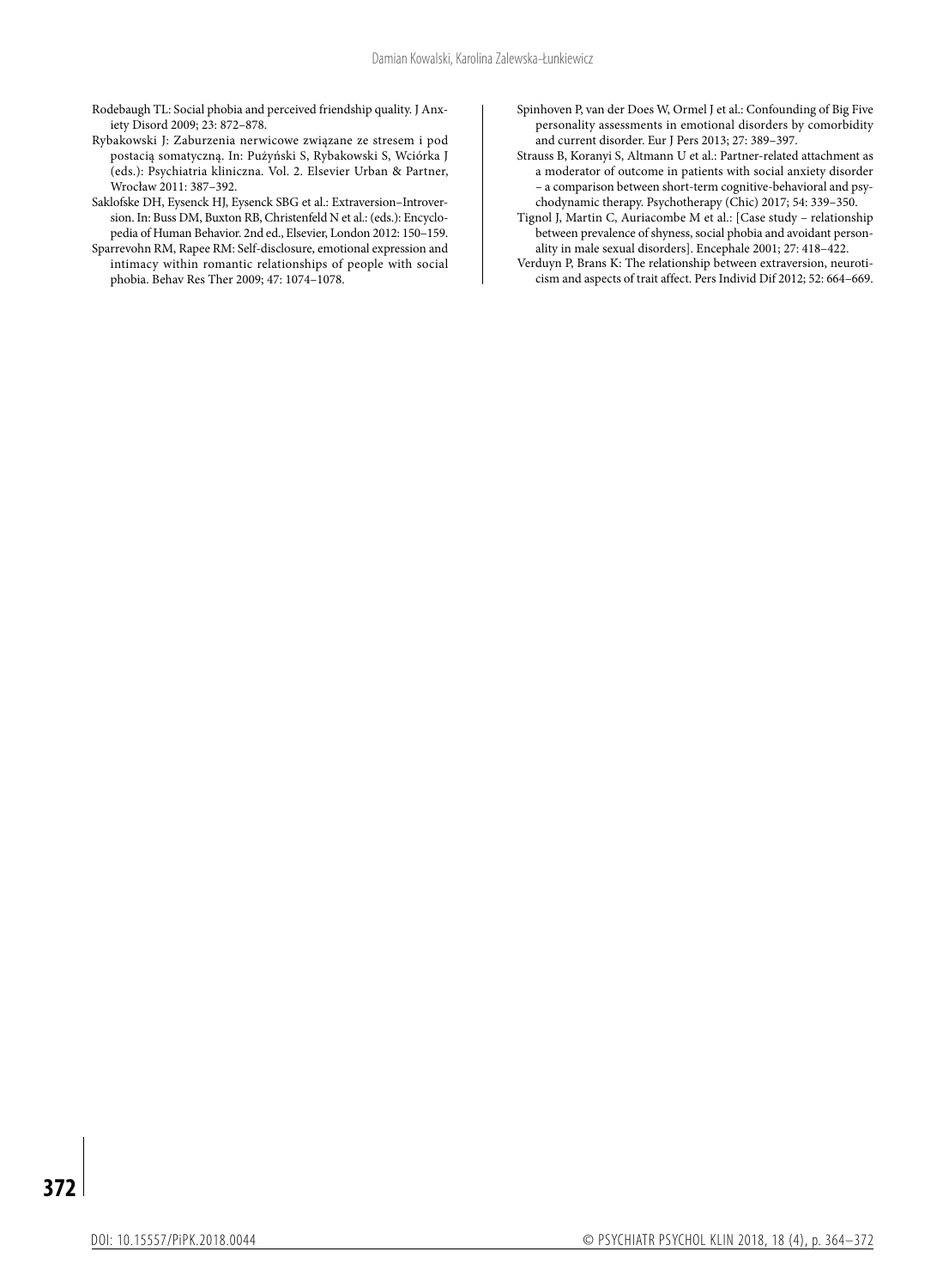Rodebaugh TL: Social phobia and perceived friendship quality. J Anxiety Disord 2009; 23: 872–878.

Rybakowski J: Zaburzenia nerwicowe związane ze stresem i pod postacią somatyczną. In: Pużyński S, Rybakowski S, Wciórka J (eds.): Psychiatria kliniczna. Vol. 2. Elsevier Urban & Partner, Wrocław 2011: 387–392.

Saklofske DH, Eysenck HJ, Eysenck SBG et al.: Extraversion–Introversion. In: Buss DM, Buxton RB, Christenfeld N et al.: (eds.): Encyclopedia of Human Behavior. 2nd ed., Elsevier, London 2012: 150–159.

Sparrevohn RM, Rapee RM: Self-disclosure, emotional expression and intimacy within romantic relationships of people with social phobia. Behav Res Ther 2009; 47: 1074–1078.

Spinhoven P, van der Does W, Ormel J et al.: Confounding of Big Five personality assessments in emotional disorders by comorbidity and current disorder. Eur J Pers 2013; 27: 389–397.

Strauss B, Koranyi S, Altmann U et al.: Partner-related attachment as a moderator of outcome in patients with social anxiety disorder – a comparison between short-term cognitive-behavioral and psychodynamic therapy. Psychotherapy (Chic) 2017; 54: 339–350.

Tignol J, Martin C, Auriacombe M et al.: [Case study – relationship between prevalence of shyness, social phobia and avoidant personality in male sexual disorders]. Encephale 2001; 27: 418–422.

Verduyn P, Brans K: The relationship between extraversion, neuroticism and aspects of trait affect. Pers Individ Dif 2012; 52: 664–669.